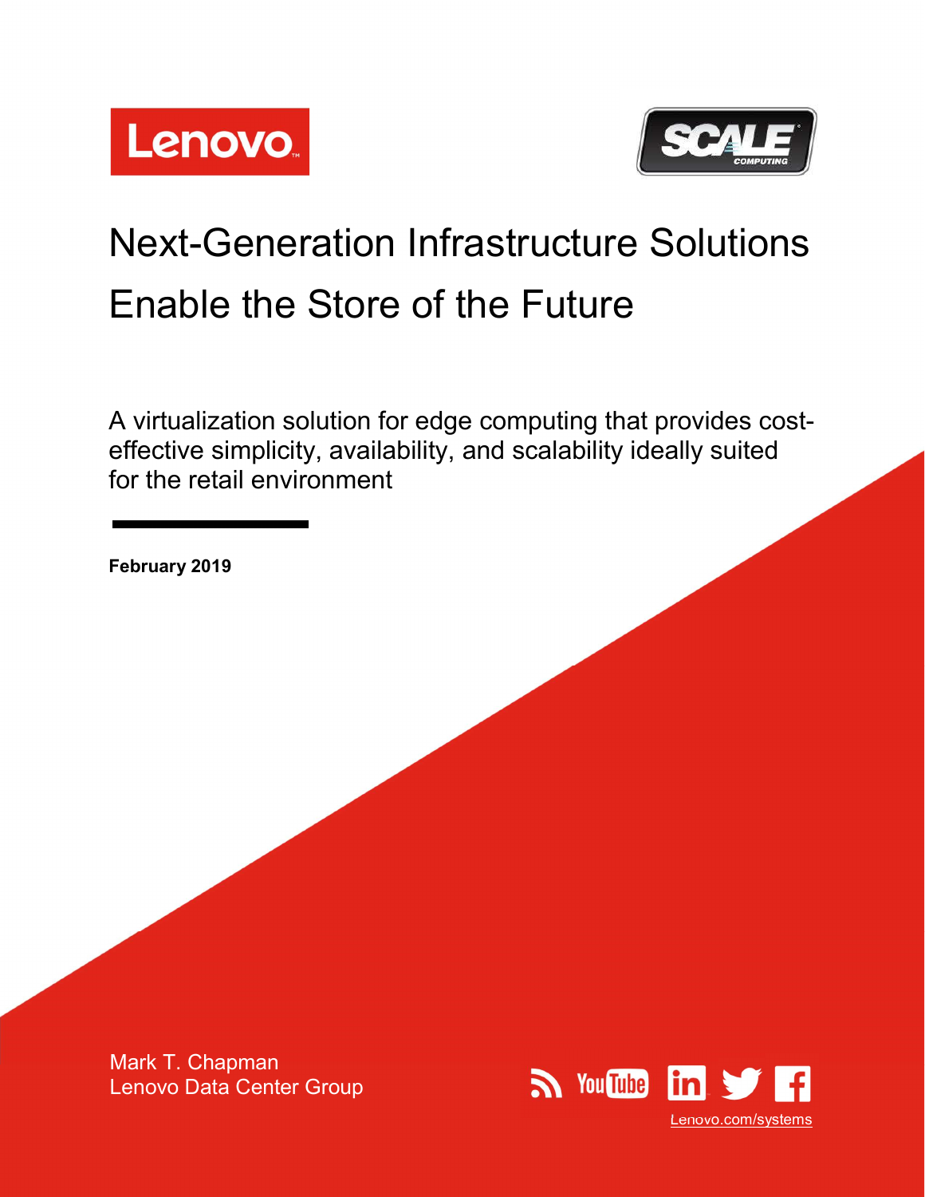# Next-Generation Infrastructure Solutions Enable the Store of the Future

A virtualization solution for edge computing that provides cost-effective simplicity, availability, and scalability ideally suited for the retail environment

**February 2019**

Mark T. Chapman
Lenovo Data Center Group

Lenovo.com/systems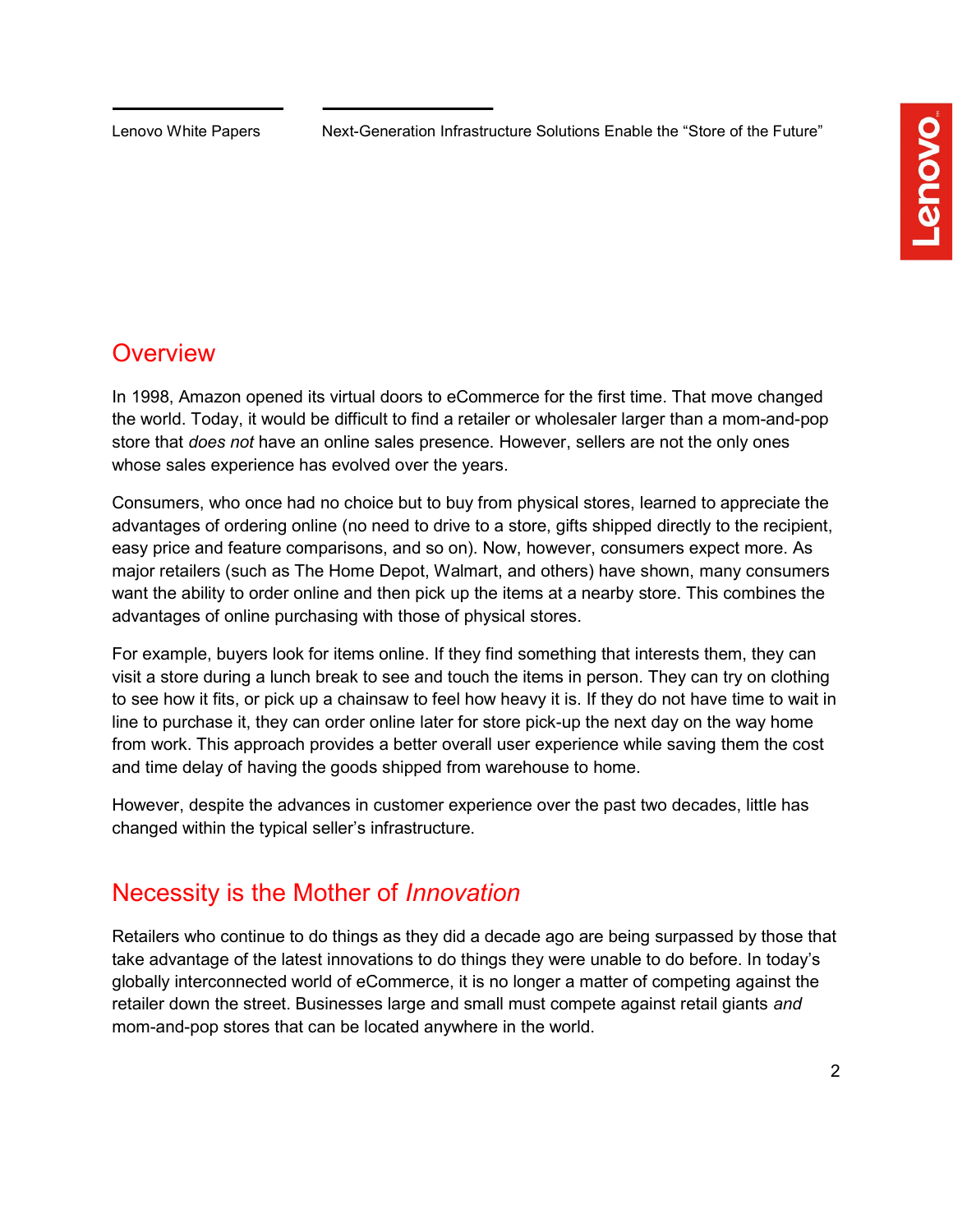## Overview

In 1998, Amazon opened its virtual doors to eCommerce for the first time. That move changed the world. Today, it would be difficult to find a retailer or wholesaler larger than a mom-and-pop store that *does not* have an online sales presence. However, sellers are not the only ones whose sales experience has evolved over the years.

Consumers, who once had no choice but to buy from physical stores, learned to appreciate the advantages of ordering online (no need to drive to a store, gifts shipped directly to the recipient, easy price and feature comparisons, and so on). Now, however, consumers expect more. As major retailers (such as The Home Depot, Walmart, and others) have shown, many consumers want the ability to order online and then pick up the items at a nearby store. This combines the advantages of online purchasing with those of physical stores.

For example, buyers look for items online. If they find something that interests them, they can visit a store during a lunch break to see and touch the items in person. They can try on clothing to see how it fits, or pick up a chainsaw to feel how heavy it is. If they do not have time to wait in line to purchase it, they can order online later for store pick-up the next day on the way home from work. This approach provides a better overall user experience while saving them the cost and time delay of having the goods shipped from warehouse to home.

However, despite the advances in customer experience over the past two decades, little has changed within the typical seller's infrastructure.

## Necessity is the Mother of *Innovation*

Retailers who continue to do things as they did a decade ago are being surpassed by those that take advantage of the latest innovations to do things they were unable to do before. In today's globally interconnected world of eCommerce, it is no longer a matter of competing against the retailer down the street. Businesses large and small must compete against retail giants *and* mom-and-pop stores that can be located anywhere in the world.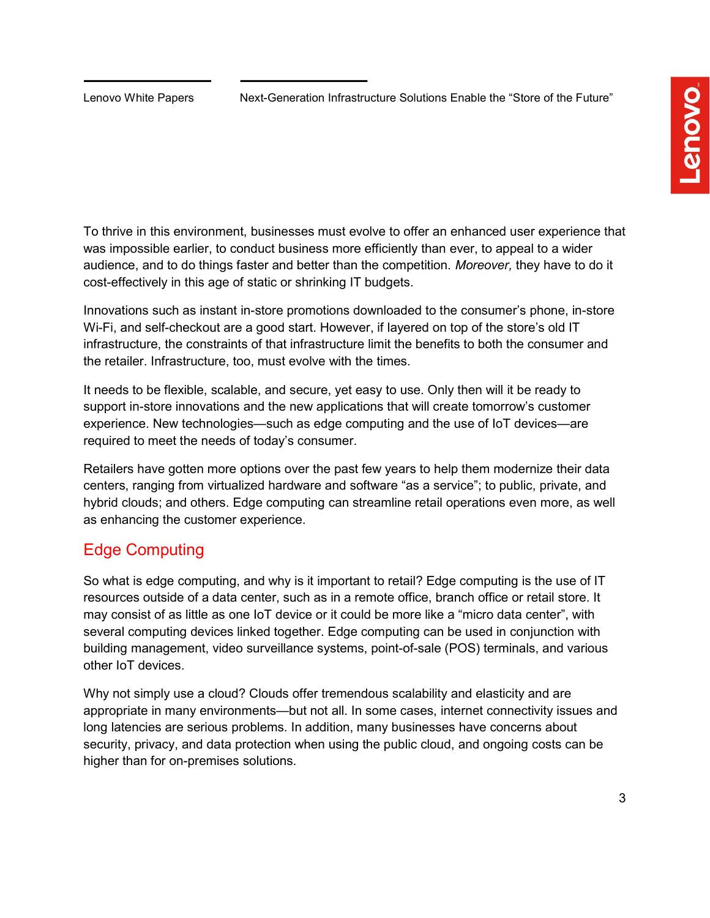To thrive in this environment, businesses must evolve to offer an enhanced user experience that was impossible earlier, to conduct business more efficiently than ever, to appeal to a wider audience, and to do things faster and better than the competition. *Moreover,* they have to do it cost-effectively in this age of static or shrinking IT budgets.

Innovations such as instant in-store promotions downloaded to the consumer's phone, in-store Wi-Fi, and self-checkout are a good start. However, if layered on top of the store's old IT infrastructure, the constraints of that infrastructure limit the benefits to both the consumer and the retailer. Infrastructure, too, must evolve with the times.

It needs to be flexible, scalable, and secure, yet easy to use. Only then will it be ready to support in-store innovations and the new applications that will create tomorrow's customer experience. New technologies—such as edge computing and the use of IoT devices—are required to meet the needs of today's consumer.

Retailers have gotten more options over the past few years to help them modernize their data centers, ranging from virtualized hardware and software "as a service"; to public, private, and hybrid clouds; and others. Edge computing can streamline retail operations even more, as well as enhancing the customer experience.

## Edge Computing

So what is edge computing, and why is it important to retail? Edge computing is the use of IT resources outside of a data center, such as in a remote office, branch office or retail store. It may consist of as little as one IoT device or it could be more like a "micro data center", with several computing devices linked together. Edge computing can be used in conjunction with building management, video surveillance systems, point-of-sale (POS) terminals, and various other IoT devices.

Why not simply use a cloud? Clouds offer tremendous scalability and elasticity and are appropriate in many environments—but not all. In some cases, internet connectivity issues and long latencies are serious problems. In addition, many businesses have concerns about security, privacy, and data protection when using the public cloud, and ongoing costs can be higher than for on-premises solutions.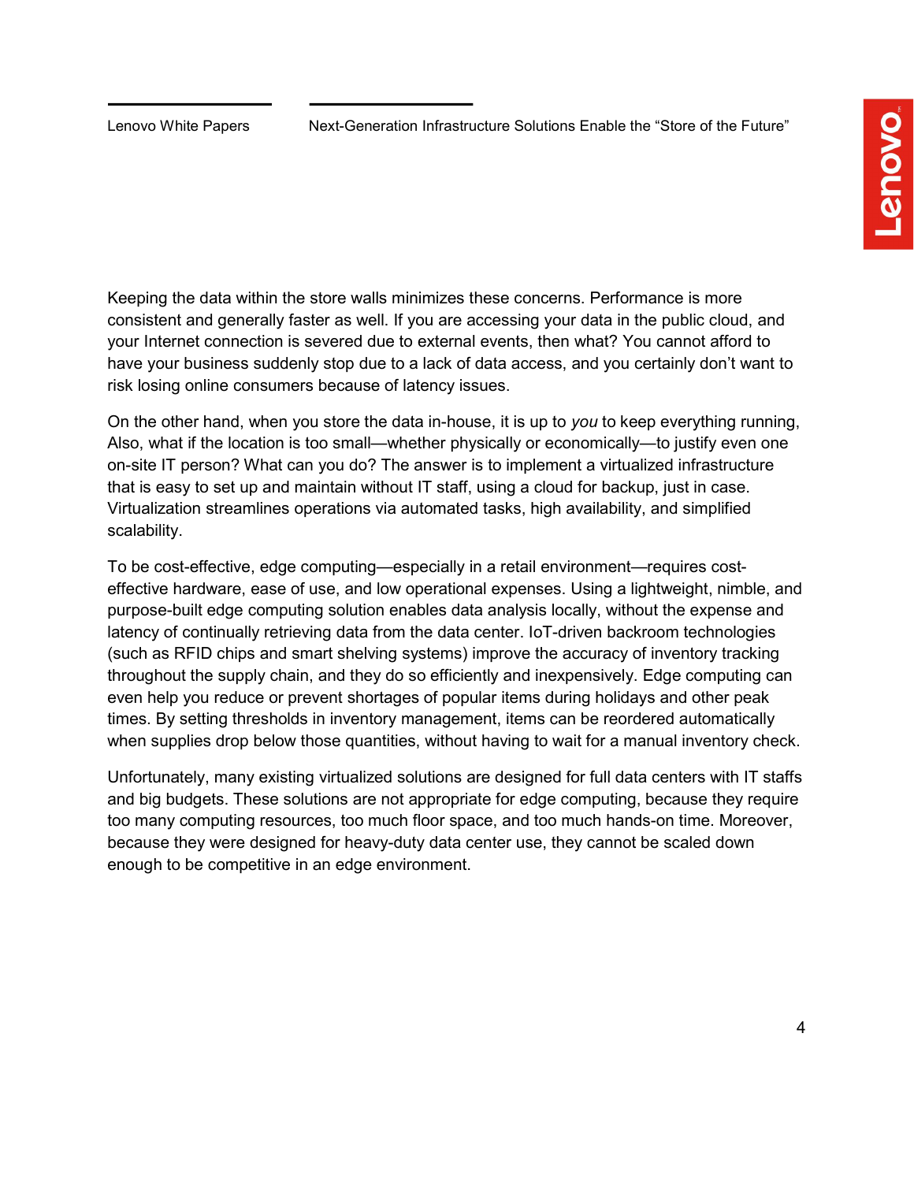Keeping the data within the store walls minimizes these concerns. Performance is more consistent and generally faster as well. If you are accessing your data in the public cloud, and your Internet connection is severed due to external events, then what? You cannot afford to have your business suddenly stop due to a lack of data access, and you certainly don't want to risk losing online consumers because of latency issues.

On the other hand, when you store the data in-house, it is up to *you* to keep everything running, Also, what if the location is too small—whether physically or economically—to justify even one on-site IT person? What can you do? The answer is to implement a virtualized infrastructure that is easy to set up and maintain without IT staff, using a cloud for backup, just in case. Virtualization streamlines operations via automated tasks, high availability, and simplified scalability.

To be cost-effective, edge computing—especially in a retail environment—requires cost-effective hardware, ease of use, and low operational expenses. Using a lightweight, nimble, and purpose-built edge computing solution enables data analysis locally, without the expense and latency of continually retrieving data from the data center. IoT-driven backroom technologies (such as RFID chips and smart shelving systems) improve the accuracy of inventory tracking throughout the supply chain, and they do so efficiently and inexpensively. Edge computing can even help you reduce or prevent shortages of popular items during holidays and other peak times. By setting thresholds in inventory management, items can be reordered automatically when supplies drop below those quantities, without having to wait for a manual inventory check.

Unfortunately, many existing virtualized solutions are designed for full data centers with IT staffs and big budgets. These solutions are not appropriate for edge computing, because they require too many computing resources, too much floor space, and too much hands-on time. Moreover, because they were designed for heavy-duty data center use, they cannot be scaled down enough to be competitive in an edge environment.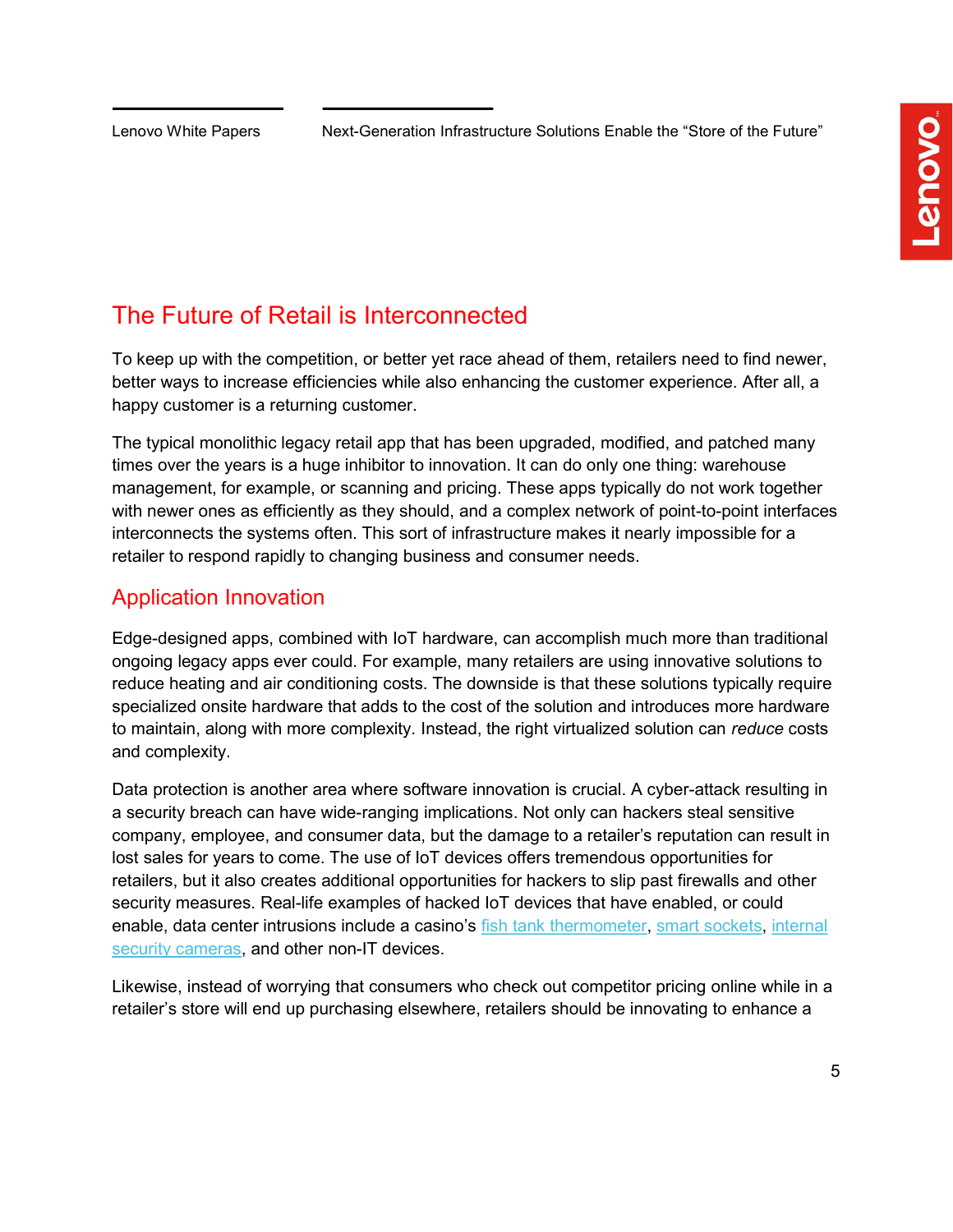## The Future of Retail is Interconnected

To keep up with the competition, or better yet race ahead of them, retailers need to find newer, better ways to increase efficiencies while also enhancing the customer experience. After all, a happy customer is a returning customer.

The typical monolithic legacy retail app that has been upgraded, modified, and patched many times over the years is a huge inhibitor to innovation. It can do only one thing: warehouse management, for example, or scanning and pricing. These apps typically do not work together with newer ones as efficiently as they should, and a complex network of point-to-point interfaces interconnects the systems often. This sort of infrastructure makes it nearly impossible for a retailer to respond rapidly to changing business and consumer needs.

### Application Innovation

Edge-designed apps, combined with IoT hardware, can accomplish much more than traditional ongoing legacy apps ever could. For example, many retailers are using innovative solutions to reduce heating and air conditioning costs. The downside is that these solutions typically require specialized onsite hardware that adds to the cost of the solution and introduces more hardware to maintain, along with more complexity. Instead, the right virtualized solution can *reduce* costs and complexity.

Data protection is another area where software innovation is crucial. A cyber-attack resulting in a security breach can have wide-ranging implications. Not only can hackers steal sensitive company, employee, and consumer data, but the damage to a retailer's reputation can result in lost sales for years to come. The use of IoT devices offers tremendous opportunities for retailers, but it also creates additional opportunities for hackers to slip past firewalls and other security measures. Real-life examples of hacked IoT devices that have enabled, or could enable, data center intrusions include a casino's fish tank thermometer, smart sockets, internal security cameras, and other non-IT devices.

Likewise, instead of worrying that consumers who check out competitor pricing online while in a retailer's store will end up purchasing elsewhere, retailers should be innovating to enhance a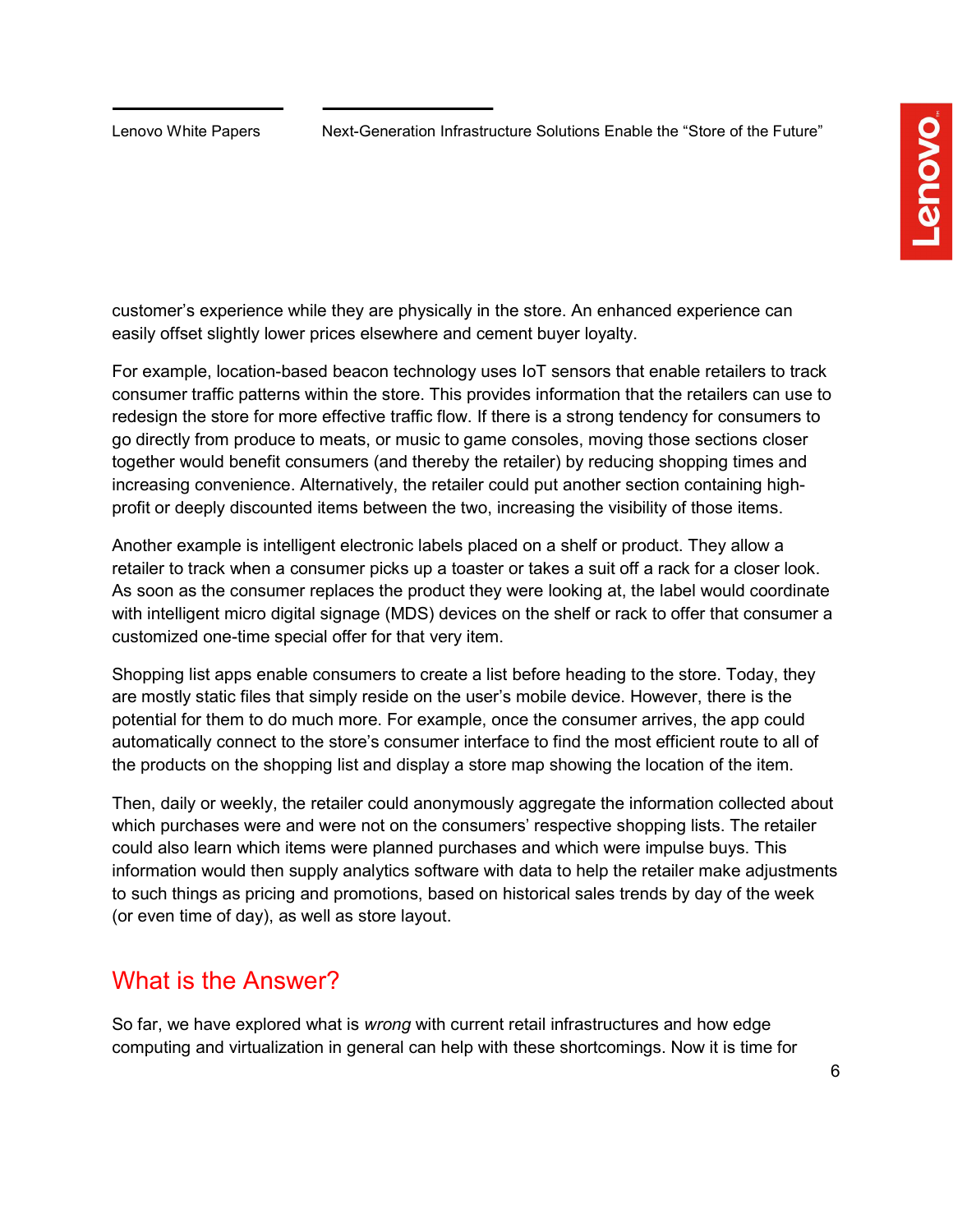customer's experience while they are physically in the store. An enhanced experience can easily offset slightly lower prices elsewhere and cement buyer loyalty.

For example, location-based beacon technology uses IoT sensors that enable retailers to track consumer traffic patterns within the store. This provides information that the retailers can use to redesign the store for more effective traffic flow. If there is a strong tendency for consumers to go directly from produce to meats, or music to game consoles, moving those sections closer together would benefit consumers (and thereby the retailer) by reducing shopping times and increasing convenience. Alternatively, the retailer could put another section containing high-profit or deeply discounted items between the two, increasing the visibility of those items.

Another example is intelligent electronic labels placed on a shelf or product. They allow a retailer to track when a consumer picks up a toaster or takes a suit off a rack for a closer look. As soon as the consumer replaces the product they were looking at, the label would coordinate with intelligent micro digital signage (MDS) devices on the shelf or rack to offer that consumer a customized one-time special offer for that very item.

Shopping list apps enable consumers to create a list before heading to the store. Today, they are mostly static files that simply reside on the user's mobile device. However, there is the potential for them to do much more. For example, once the consumer arrives, the app could automatically connect to the store's consumer interface to find the most efficient route to all of the products on the shopping list and display a store map showing the location of the item.

Then, daily or weekly, the retailer could anonymously aggregate the information collected about which purchases were and were not on the consumers' respective shopping lists. The retailer could also learn which items were planned purchases and which were impulse buys. This information would then supply analytics software with data to help the retailer make adjustments to such things as pricing and promotions, based on historical sales trends by day of the week (or even time of day), as well as store layout.

## What is the Answer?

So far, we have explored what is *wrong* with current retail infrastructures and how edge computing and virtualization in general can help with these shortcomings. Now it is time for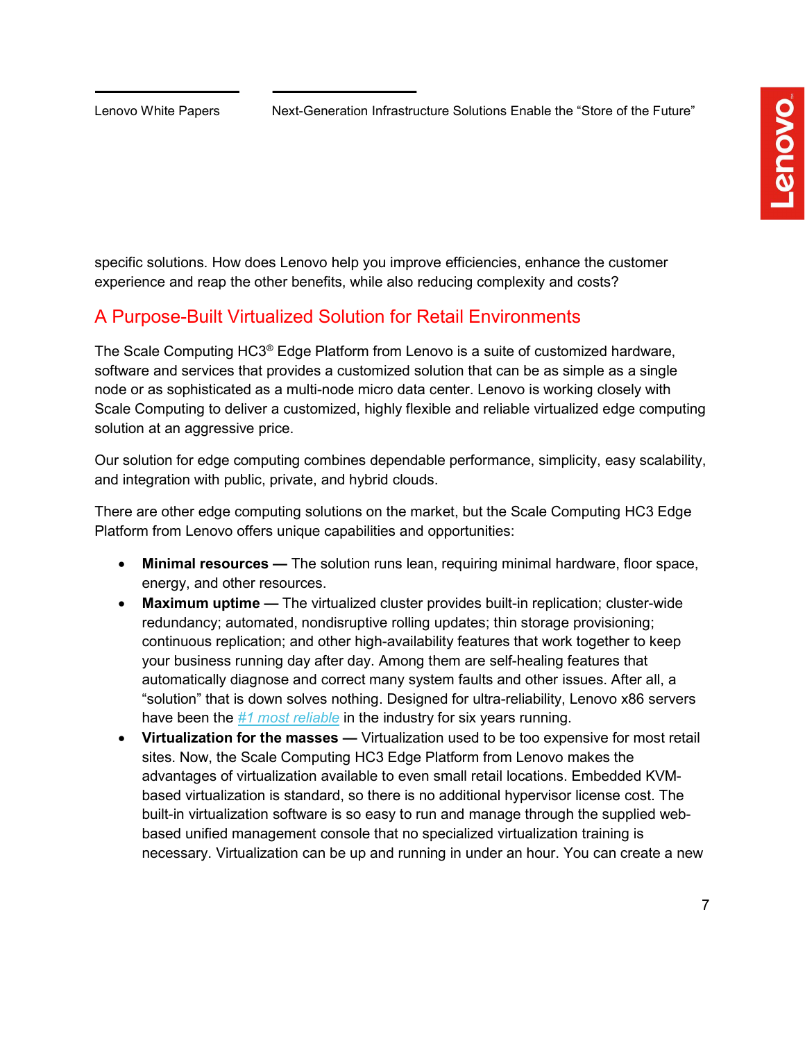specific solutions. How does Lenovo help you improve efficiencies, enhance the customer experience and reap the other benefits, while also reducing complexity and costs?

## A Purpose-Built Virtualized Solution for Retail Environments

The Scale Computing HC3® Edge Platform from Lenovo is a suite of customized hardware, software and services that provides a customized solution that can be as simple as a single node or as sophisticated as a multi-node micro data center. Lenovo is working closely with Scale Computing to deliver a customized, highly flexible and reliable virtualized edge computing solution at an aggressive price.

Our solution for edge computing combines dependable performance, simplicity, easy scalability, and integration with public, private, and hybrid clouds.

There are other edge computing solutions on the market, but the Scale Computing HC3 Edge Platform from Lenovo offers unique capabilities and opportunities:

- **Minimal resources —** The solution runs lean, requiring minimal hardware, floor space, energy, and other resources.
- **Maximum uptime —** The virtualized cluster provides built-in replication; cluster-wide redundancy; automated, nondisruptive rolling updates; thin storage provisioning; continuous replication; and other high-availability features that work together to keep your business running day after day. Among them are self-healing features that automatically diagnose and correct many system faults and other issues. After all, a "solution" that is down solves nothing. Designed for ultra-reliability, Lenovo x86 servers have been the *#1 most reliable* in the industry for six years running.
- **Virtualization for the masses —** Virtualization used to be too expensive for most retail sites. Now, the Scale Computing HC3 Edge Platform from Lenovo makes the advantages of virtualization available to even small retail locations. Embedded KVM-based virtualization is standard, so there is no additional hypervisor license cost. The built-in virtualization software is so easy to run and manage through the supplied web-based unified management console that no specialized virtualization training is necessary. Virtualization can be up and running in under an hour. You can create a new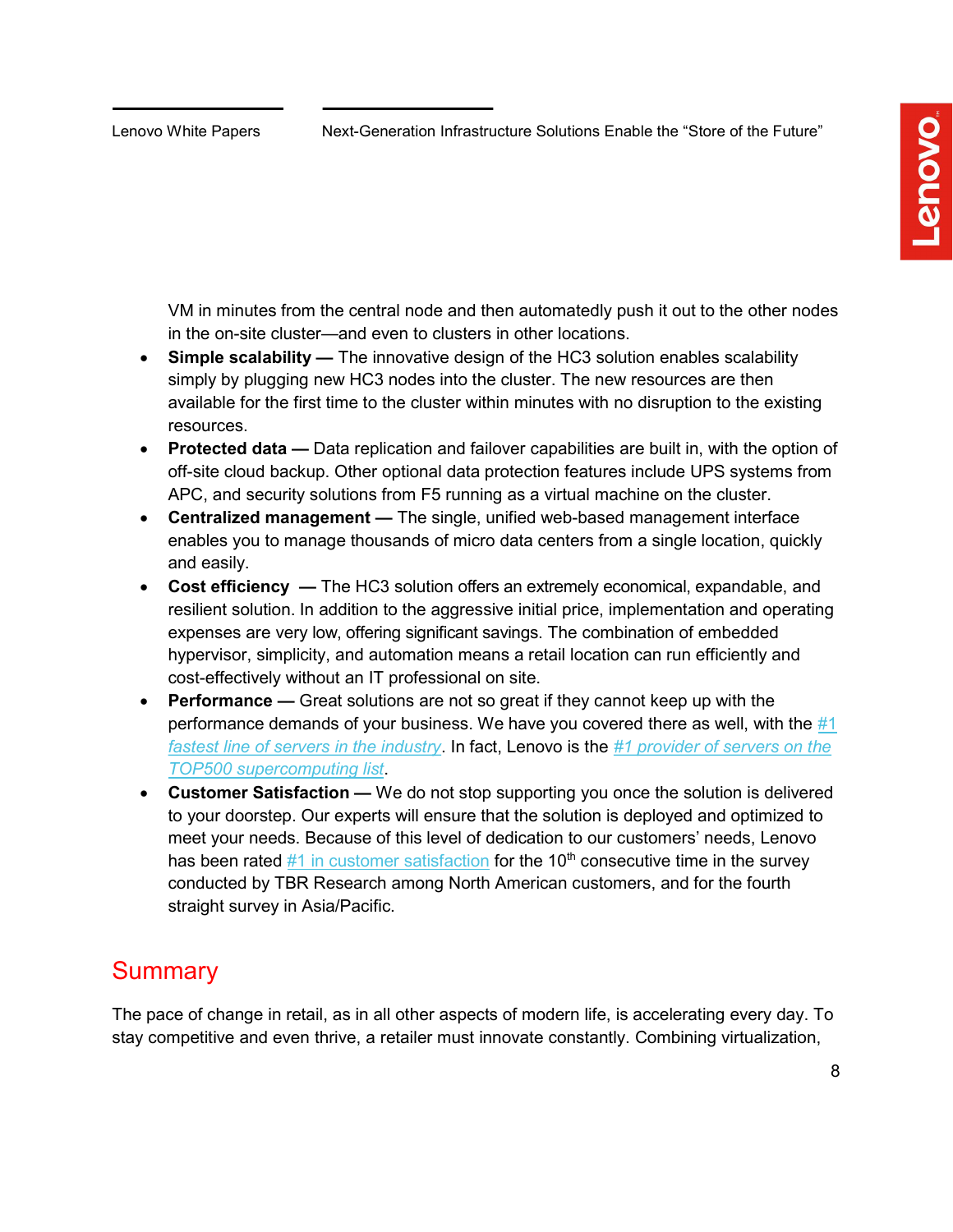VM in minutes from the central node and then automatedly push it out to the other nodes in the on-site cluster—and even to clusters in other locations.

- **Simple scalability —** The innovative design of the HC3 solution enables scalability simply by plugging new HC3 nodes into the cluster. The new resources are then available for the first time to the cluster within minutes with no disruption to the existing resources.
- **Protected data —** Data replication and failover capabilities are built in, with the option of off-site cloud backup. Other optional data protection features include UPS systems from APC, and security solutions from F5 running as a virtual machine on the cluster.
- **Centralized management —** The single, unified web-based management interface enables you to manage thousands of micro data centers from a single location, quickly and easily.
- **Cost efficiency —** The HC3 solution offers an extremely economical, expandable, and resilient solution. In addition to the aggressive initial price, implementation and operating expenses are very low, offering significant savings. The combination of embedded hypervisor, simplicity, and automation means a retail location can run efficiently and cost-effectively without an IT professional on site.
- **Performance —** Great solutions are not so great if they cannot keep up with the performance demands of your business. We have you covered there as well, with the *#1 fastest line of servers in the industry*. In fact, Lenovo is the *#1 provider of servers on the TOP500 supercomputing list*.
- **Customer Satisfaction —** We do not stop supporting you once the solution is delivered to your doorstep. Our experts will ensure that the solution is deployed and optimized to meet your needs. Because of this level of dedication to our customers' needs, Lenovo has been rated #1 in customer satisfaction for the 10th consecutive time in the survey conducted by TBR Research among North American customers, and for the fourth straight survey in Asia/Pacific.

## Summary

The pace of change in retail, as in all other aspects of modern life, is accelerating every day. To stay competitive and even thrive, a retailer must innovate constantly. Combining virtualization,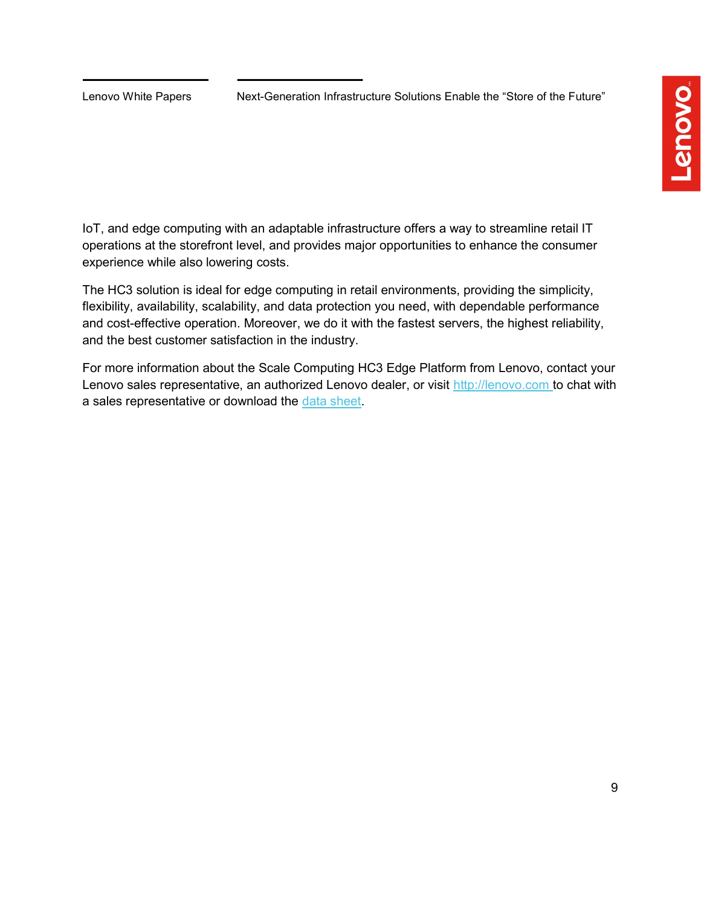IoT, and edge computing with an adaptable infrastructure offers a way to streamline retail IT operations at the storefront level, and provides major opportunities to enhance the consumer experience while also lowering costs.

The HC3 solution is ideal for edge computing in retail environments, providing the simplicity, flexibility, availability, scalability, and data protection you need, with dependable performance and cost-effective operation. Moreover, we do it with the fastest servers, the highest reliability, and the best customer satisfaction in the industry.

For more information about the Scale Computing HC3 Edge Platform from Lenovo, contact your Lenovo sales representative, an authorized Lenovo dealer, or visit http://lenovo.com to chat with a sales representative or download the data sheet.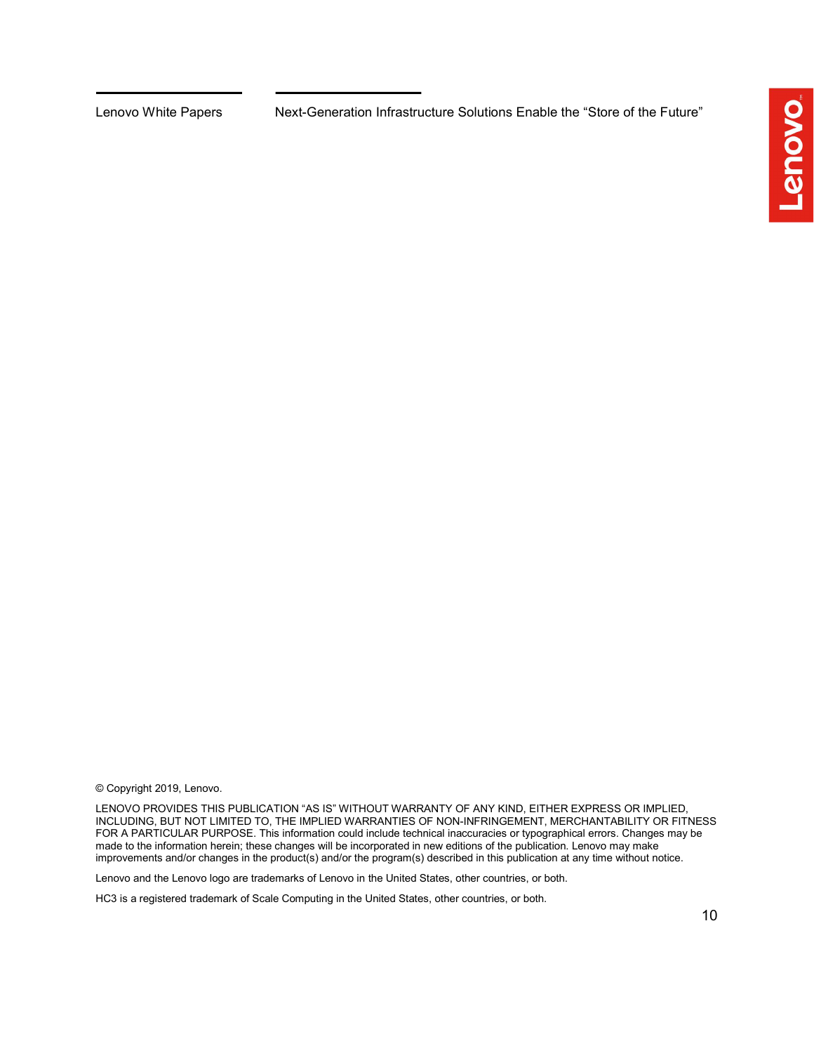© Copyright 2019, Lenovo.

LENOVO PROVIDES THIS PUBLICATION "AS IS" WITHOUT WARRANTY OF ANY KIND, EITHER EXPRESS OR IMPLIED, INCLUDING, BUT NOT LIMITED TO, THE IMPLIED WARRANTIES OF NON-INFRINGEMENT, MERCHANTABILITY OR FITNESS FOR A PARTICULAR PURPOSE. This information could include technical inaccuracies or typographical errors. Changes may be made to the information herein; these changes will be incorporated in new editions of the publication. Lenovo may make improvements and/or changes in the product(s) and/or the program(s) described in this publication at any time without notice.

Lenovo and the Lenovo logo are trademarks of Lenovo in the United States, other countries, or both.

HC3 is a registered trademark of Scale Computing in the United States, other countries, or both.